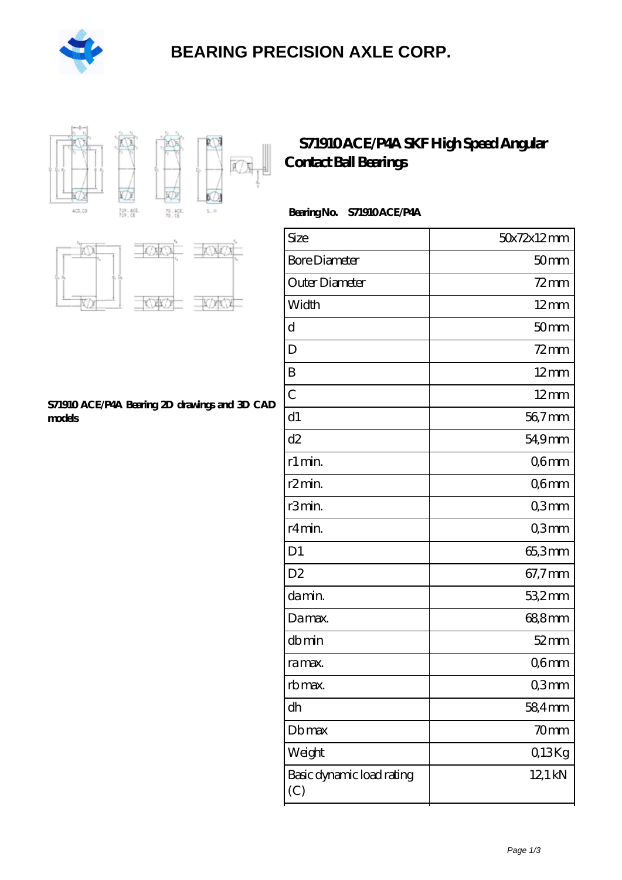# BEARING PRECISION AXLE CORP.

## S71910 ACE/P4A SKF High Speed Angular Contact Ball Bearings

**Bearing No. S71910 ACE/P4A**

| Size | 50x72x12 mm |
|---|---|
| Bore Diameter | 50 mm |
| Outer Diameter | 72 mm |
| Width | 12 mm |
| d | 50 mm |
| D | 72 mm |
| B | 12 mm |
| C | 12 mm |
| d1 | 56,7 mm |
| d2 | 54,9 mm |
| r1 min. | 0,6 mm |
| r2 min. | 0,6 mm |
| r3 min. | 0,3 mm |
| r4 min. | 0,3 mm |
| D1 | 65,3 mm |
| D2 | 67,7 mm |
| da min. | 53,2 mm |
| Da max. | 68,8 mm |
| db min | 52 mm |
| ra max. | 0,6 mm |
| rb max. | 0,3 mm |
| dh | 58,4 mm |
| Db max | 70 mm |
| Weight | 0,13 Kg |
| Basic dynamic load rating (C) | 12,1 kN |

**S71910 ACE/P4A Bearing 2D drawings and 3D CAD models**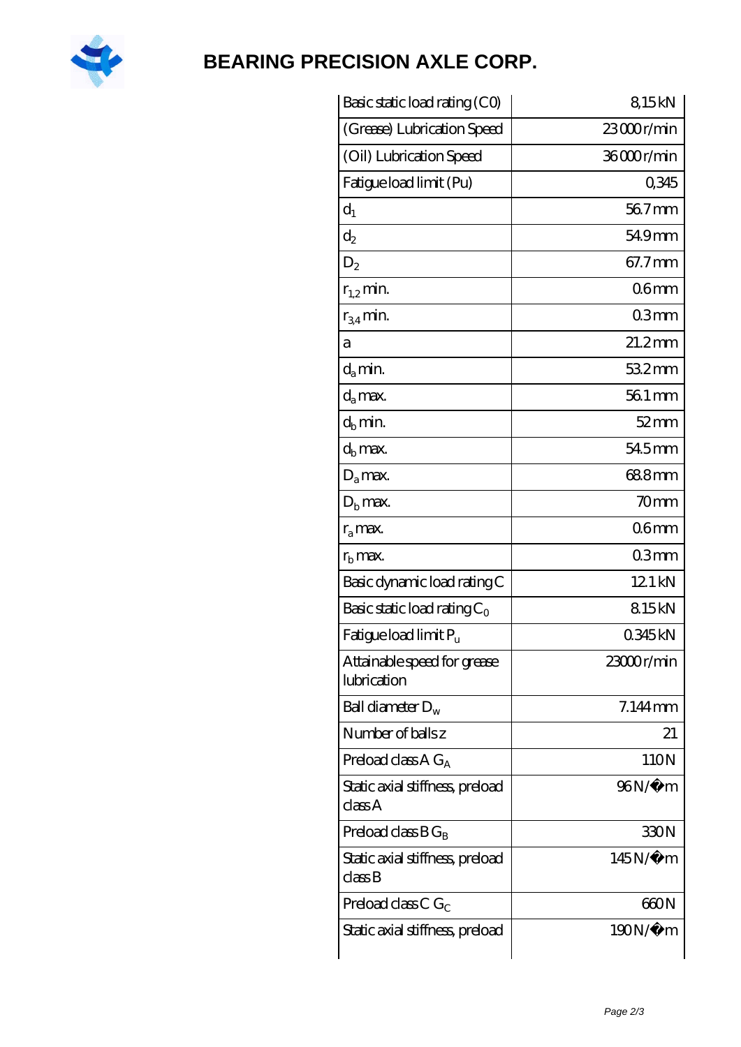| Basic static load rating (C0) | 8,15 kN |
|---|---|
| (Grease) Lubrication Speed | 23 000 r/min |
| (Oil) Lubrication Speed | 36 000 r/min |
| Fatigue load limit (Pu) | 0,345 |
| $d_1$ | 56.7 mm |
| $d_2$ | 54.9 mm |
| $D_2$ | 67.7 mm |
| $r_{1,2}$ min. | 0.6 mm |
| $r_{3,4}$ min. | 0.3 mm |
| a | 21.2 mm |
| $d_a$ min. | 53.2 mm |
| $d_a$ max. | 56.1 mm |
| $d_b$ min. | 52 mm |
| $d_b$ max. | 54.5 mm |
| $D_a$ max. | 68.8 mm |
| $D_b$ max. | 70 mm |
| $r_a$ max. | 0.6 mm |
| $r_b$ max. | 0.3 mm |
| Basic dynamic load rating C | 12.1 kN |
| Basic static load rating $C_0$ | 8.15 kN |
| Fatigue load limit $P_u$ | 0.345 kN |
| Attainable speed for grease lubrication | 23000 r/min |
| Ball diameter $D_w$ | 7.144 mm |
| Number of balls z | 21 |
| Preload class A $G_A$ | 110 N |
| Static axial stiffness, preload class A | 96 N/�m |
| Preload class B $G_B$ | 330 N |
| Static axial stiffness, preload class B | 145 N/�m |
| Preload class C $G_C$ | 660 N |
| Static axial stiffness, preload | 190 N/�m |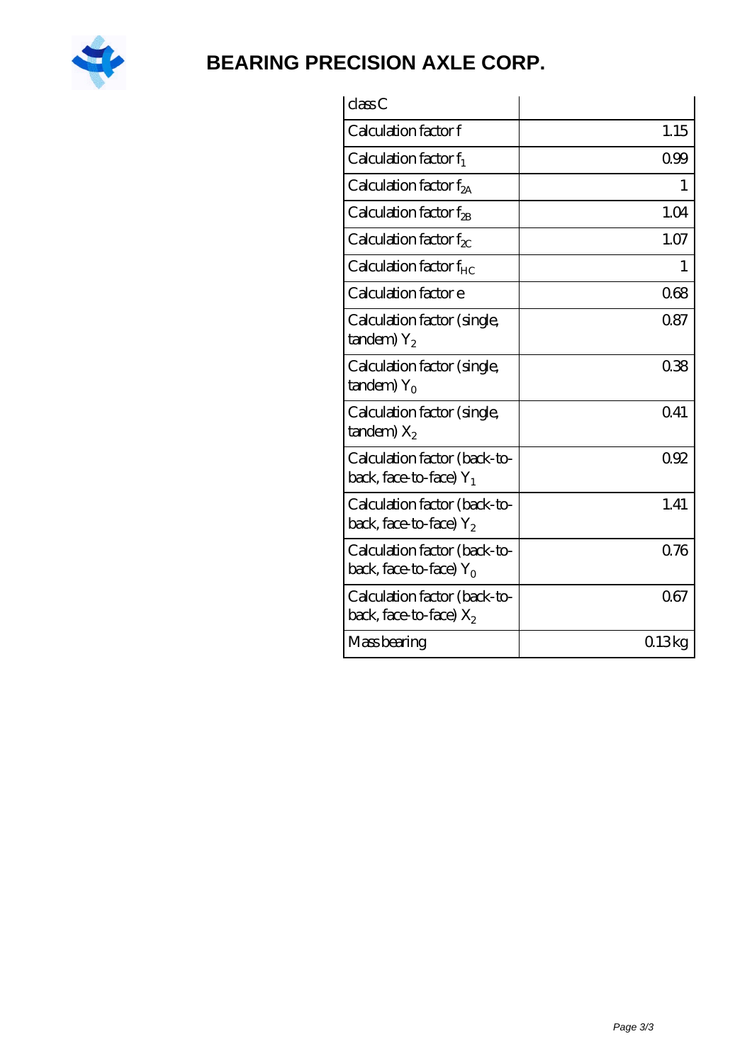| | |
|---|---|
| class C | |
| Calculation factor f | 1.15 |
| Calculation factor $f_1$ | 0.99 |
| Calculation factor $f_{2A}$ | 1 |
| Calculation factor $f_{2B}$ | 1.04 |
| Calculation factor $f_{2C}$ | 1.07 |
| Calculation factor $f_{HC}$ | 1 |
| Calculation factor e | 0.68 |
| Calculation factor (single, tandem) $Y_2$ | 0.87 |
| Calculation factor (single, tandem) $Y_0$ | 0.38 |
| Calculation factor (single, tandem) $X_2$ | 0.41 |
| Calculation factor (back-to-back, face-to-face) $Y_1$ | 0.92 |
| Calculation factor (back-to-back, face-to-face) $Y_2$ | 1.41 |
| Calculation factor (back-to-back, face-to-face) $Y_0$ | 0.76 |
| Calculation factor (back-to-back, face-to-face) $X_2$ | 0.67 |
| Mass bearing | 0.13 kg |